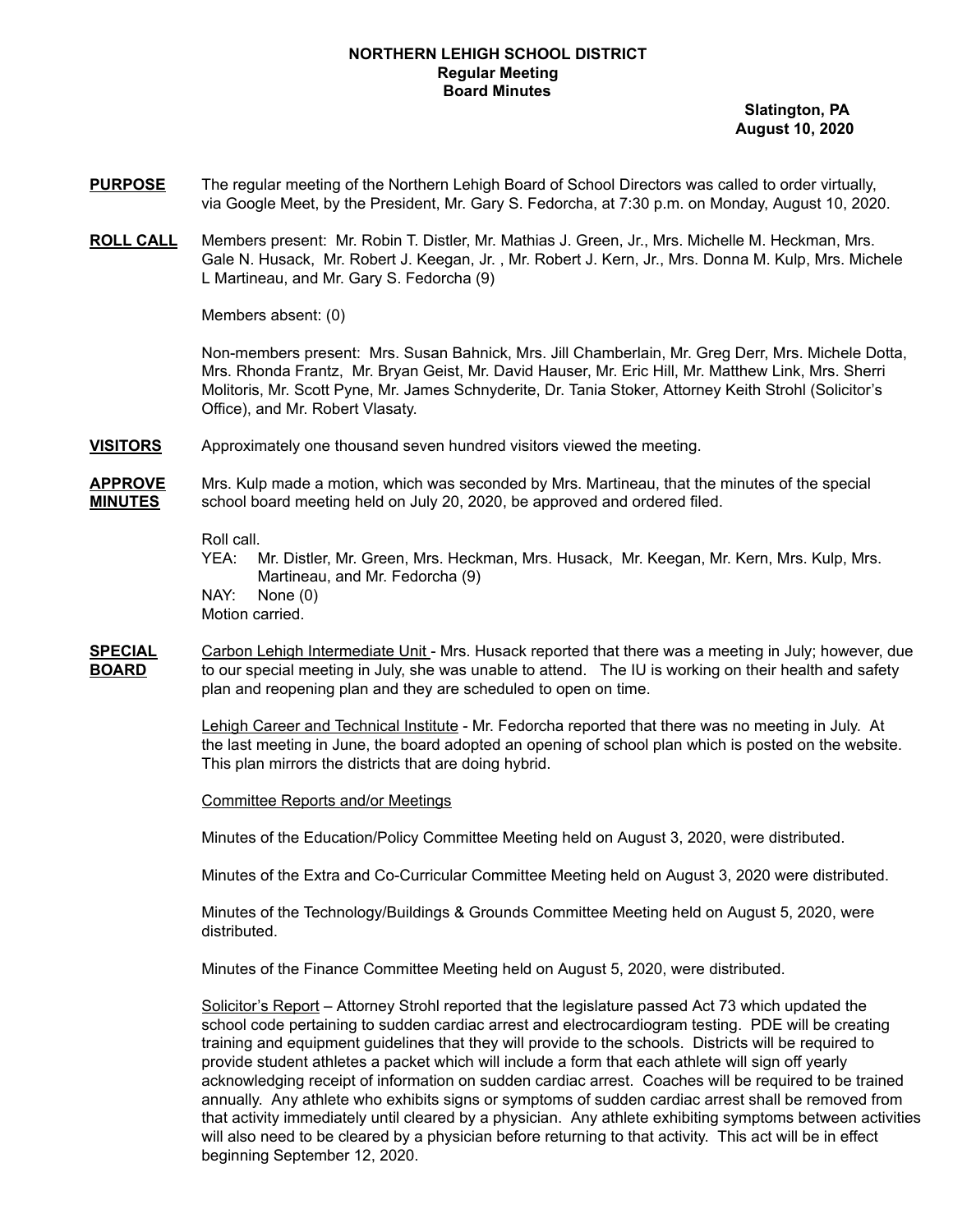# NORTHERN LEHIGH SCHOOL DISTRICT
## Regular Meeting
## Board Minutes

**Slatington, PA**
**August 10, 2020**

**PURPOSE** The regular meeting of the Northern Lehigh Board of School Directors was called to order virtually, via Google Meet, by the President, Mr. Gary S. Fedorcha, at 7:30 p.m. on Monday, August 10, 2020.

**ROLL CALL** Members present: Mr. Robin T. Distler, Mr. Mathias J. Green, Jr., Mrs. Michelle M. Heckman, Mrs. Gale N. Husack, Mr. Robert J. Keegan, Jr. , Mr. Robert J. Kern, Jr., Mrs. Donna M. Kulp, Mrs. Michele L Martineau, and Mr. Gary S. Fedorcha (9)

Members absent: (0)

Non-members present: Mrs. Susan Bahnick, Mrs. Jill Chamberlain, Mr. Greg Derr, Mrs. Michele Dotta, Mrs. Rhonda Frantz, Mr. Bryan Geist, Mr. David Hauser, Mr. Eric Hill, Mr. Matthew Link, Mrs. Sherri Molitoris, Mr. Scott Pyne, Mr. James Schnyderite, Dr. Tania Stoker, Attorney Keith Strohl (Solicitor's Office), and Mr. Robert Vlasaty.

**VISITORS** Approximately one thousand seven hundred visitors viewed the meeting.

**APPROVE MINUTES** Mrs. Kulp made a motion, which was seconded by Mrs. Martineau, that the minutes of the special school board meeting held on July 20, 2020, be approved and ordered filed.

Roll call.
YEA: Mr. Distler, Mr. Green, Mrs. Heckman, Mrs. Husack, Mr. Keegan, Mr. Kern, Mrs. Kulp, Mrs. Martineau, and Mr. Fedorcha (9)
NAY: None (0)
Motion carried.

**SPECIAL BOARD** Carbon Lehigh Intermediate Unit - Mrs. Husack reported that there was a meeting in July; however, due to our special meeting in July, she was unable to attend. The IU is working on their health and safety plan and reopening plan and they are scheduled to open on time.

Lehigh Career and Technical Institute - Mr. Fedorcha reported that there was no meeting in July. At the last meeting in June, the board adopted an opening of school plan which is posted on the website. This plan mirrors the districts that are doing hybrid.

Committee Reports and/or Meetings

Minutes of the Education/Policy Committee Meeting held on August 3, 2020, were distributed.

Minutes of the Extra and Co-Curricular Committee Meeting held on August 3, 2020 were distributed.

Minutes of the Technology/Buildings & Grounds Committee Meeting held on August 5, 2020, were distributed.

Minutes of the Finance Committee Meeting held on August 5, 2020, were distributed.

Solicitor's Report – Attorney Strohl reported that the legislature passed Act 73 which updated the school code pertaining to sudden cardiac arrest and electrocardiogram testing. PDE will be creating training and equipment guidelines that they will provide to the schools. Districts will be required to provide student athletes a packet which will include a form that each athlete will sign off yearly acknowledging receipt of information on sudden cardiac arrest. Coaches will be required to be trained annually. Any athlete who exhibits signs or symptoms of sudden cardiac arrest shall be removed from that activity immediately until cleared by a physician. Any athlete exhibiting symptoms between activities will also need to be cleared by a physician before returning to that activity. This act will be in effect beginning September 12, 2020.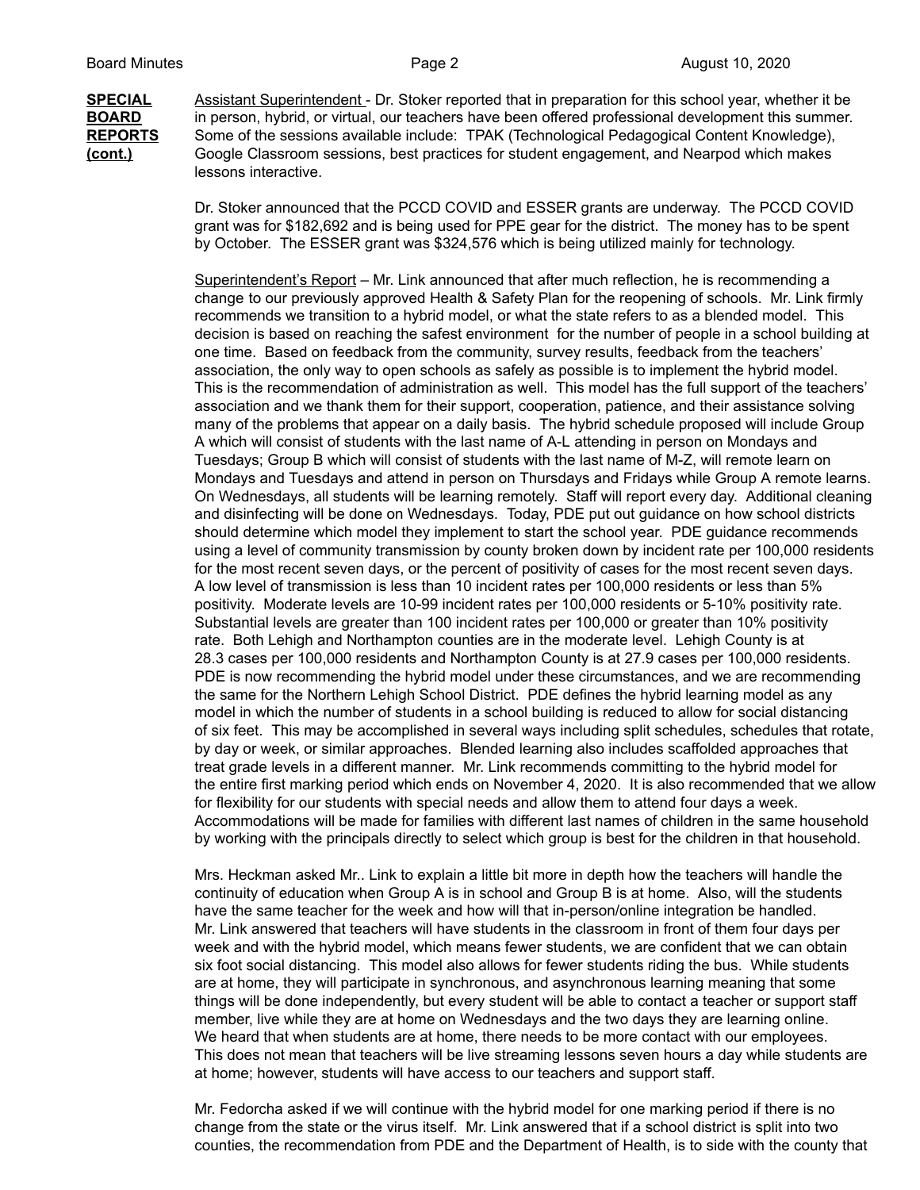**SPECIAL BOARD REPORTS (cont.)**

Assistant Superintendent - Dr. Stoker reported that in preparation for this school year, whether it be in person, hybrid, or virtual, our teachers have been offered professional development this summer. Some of the sessions available include: TPAK (Technological Pedagogical Content Knowledge), Google Classroom sessions, best practices for student engagement, and Nearpod which makes lessons interactive.

Dr. Stoker announced that the PCCD COVID and ESSER grants are underway. The PCCD COVID grant was for $182,692 and is being used for PPE gear for the district. The money has to be spent by October. The ESSER grant was $324,576 which is being utilized mainly for technology.

Superintendent's Report – Mr. Link announced that after much reflection, he is recommending a change to our previously approved Health & Safety Plan for the reopening of schools. Mr. Link firmly recommends we transition to a hybrid model, or what the state refers to as a blended model. This decision is based on reaching the safest environment for the number of people in a school building at one time. Based on feedback from the community, survey results, feedback from the teachers' association, the only way to open schools as safely as possible is to implement the hybrid model. This is the recommendation of administration as well. This model has the full support of the teachers' association and we thank them for their support, cooperation, patience, and their assistance solving many of the problems that appear on a daily basis. The hybrid schedule proposed will include Group A which will consist of students with the last name of A-L attending in person on Mondays and Tuesdays; Group B which will consist of students with the last name of M-Z, will remote learn on Mondays and Tuesdays and attend in person on Thursdays and Fridays while Group A remote learns. On Wednesdays, all students will be learning remotely. Staff will report every day. Additional cleaning and disinfecting will be done on Wednesdays. Today, PDE put out guidance on how school districts should determine which model they implement to start the school year. PDE guidance recommends using a level of community transmission by county broken down by incident rate per 100,000 residents for the most recent seven days, or the percent of positivity of cases for the most recent seven days. A low level of transmission is less than 10 incident rates per 100,000 residents or less than 5% positivity. Moderate levels are 10-99 incident rates per 100,000 residents or 5-10% positivity rate. Substantial levels are greater than 100 incident rates per 100,000 or greater than 10% positivity rate. Both Lehigh and Northampton counties are in the moderate level. Lehigh County is at 28.3 cases per 100,000 residents and Northampton County is at 27.9 cases per 100,000 residents. PDE is now recommending the hybrid model under these circumstances, and we are recommending the same for the Northern Lehigh School District. PDE defines the hybrid learning model as any model in which the number of students in a school building is reduced to allow for social distancing of six feet. This may be accomplished in several ways including split schedules, schedules that rotate, by day or week, or similar approaches. Blended learning also includes scaffolded approaches that treat grade levels in a different manner. Mr. Link recommends committing to the hybrid model for the entire first marking period which ends on November 4, 2020. It is also recommended that we allow for flexibility for our students with special needs and allow them to attend four days a week. Accommodations will be made for families with different last names of children in the same household by working with the principals directly to select which group is best for the children in that household.

Mrs. Heckman asked Mr.. Link to explain a little bit more in depth how the teachers will handle the continuity of education when Group A is in school and Group B is at home. Also, will the students have the same teacher for the week and how will that in-person/online integration be handled. Mr. Link answered that teachers will have students in the classroom in front of them four days per week and with the hybrid model, which means fewer students, we are confident that we can obtain six foot social distancing. This model also allows for fewer students riding the bus. While students are at home, they will participate in synchronous, and asynchronous learning meaning that some things will be done independently, but every student will be able to contact a teacher or support staff member, live while they are at home on Wednesdays and the two days they are learning online. We heard that when students are at home, there needs to be more contact with our employees. This does not mean that teachers will be live streaming lessons seven hours a day while students are at home; however, students will have access to our teachers and support staff.

Mr. Fedorcha asked if we will continue with the hybrid model for one marking period if there is no change from the state or the virus itself. Mr. Link answered that if a school district is split into two counties, the recommendation from PDE and the Department of Health, is to side with the county that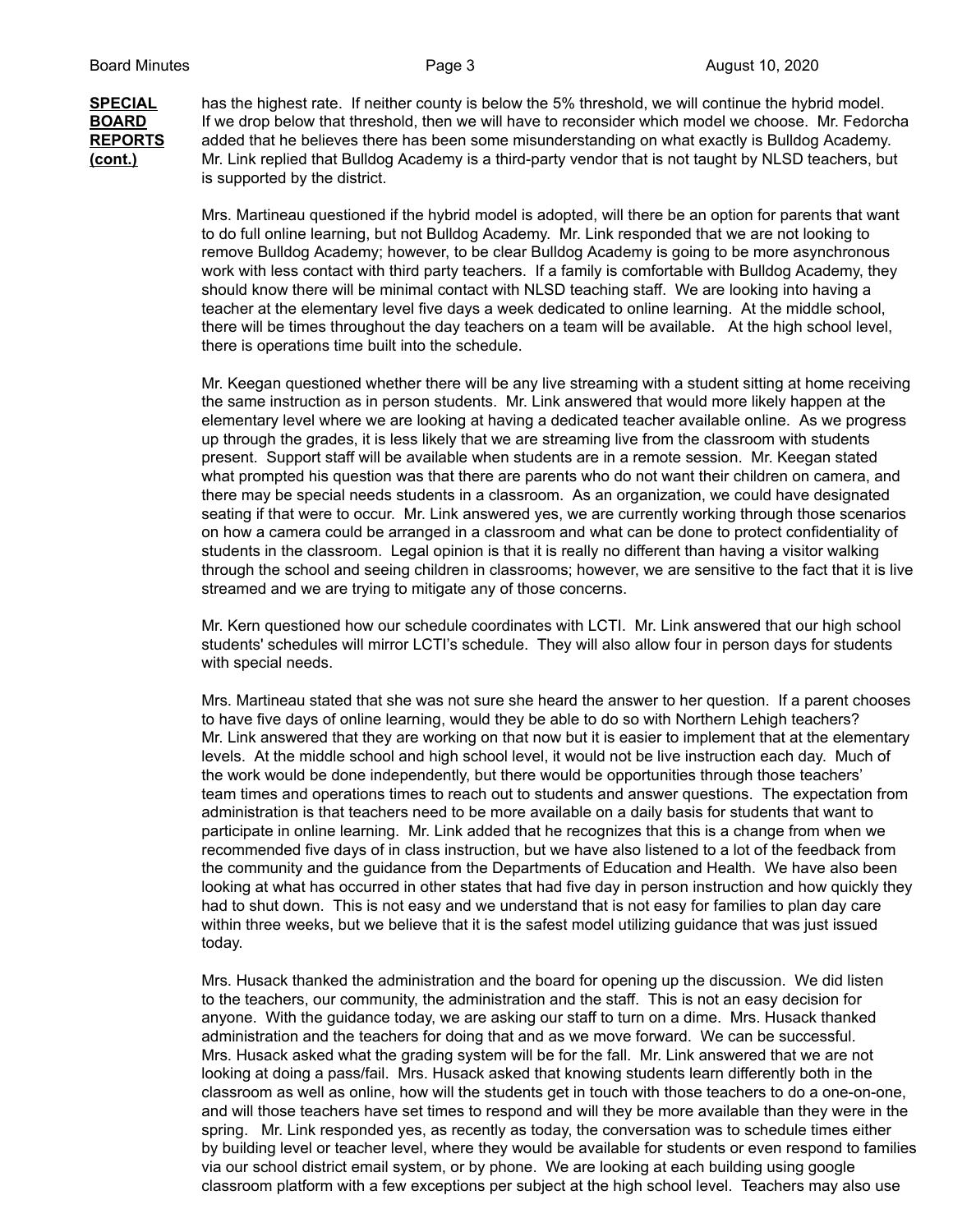**SPECIAL BOARD REPORTS (cont.)**

has the highest rate. If neither county is below the 5% threshold, we will continue the hybrid model. If we drop below that threshold, then we will have to reconsider which model we choose. Mr. Fedorcha added that he believes there has been some misunderstanding on what exactly is Bulldog Academy. Mr. Link replied that Bulldog Academy is a third-party vendor that is not taught by NLSD teachers, but is supported by the district.

Mrs. Martineau questioned if the hybrid model is adopted, will there be an option for parents that want to do full online learning, but not Bulldog Academy. Mr. Link responded that we are not looking to remove Bulldog Academy; however, to be clear Bulldog Academy is going to be more asynchronous work with less contact with third party teachers. If a family is comfortable with Bulldog Academy, they should know there will be minimal contact with NLSD teaching staff. We are looking into having a teacher at the elementary level five days a week dedicated to online learning. At the middle school, there will be times throughout the day teachers on a team will be available. At the high school level, there is operations time built into the schedule.

Mr. Keegan questioned whether there will be any live streaming with a student sitting at home receiving the same instruction as in person students. Mr. Link answered that would more likely happen at the elementary level where we are looking at having a dedicated teacher available online. As we progress up through the grades, it is less likely that we are streaming live from the classroom with students present. Support staff will be available when students are in a remote session. Mr. Keegan stated what prompted his question was that there are parents who do not want their children on camera, and there may be special needs students in a classroom. As an organization, we could have designated seating if that were to occur. Mr. Link answered yes, we are currently working through those scenarios on how a camera could be arranged in a classroom and what can be done to protect confidentiality of students in the classroom. Legal opinion is that it is really no different than having a visitor walking through the school and seeing children in classrooms; however, we are sensitive to the fact that it is live streamed and we are trying to mitigate any of those concerns.

Mr. Kern questioned how our schedule coordinates with LCTI. Mr. Link answered that our high school students' schedules will mirror LCTI's schedule. They will also allow four in person days for students with special needs.

Mrs. Martineau stated that she was not sure she heard the answer to her question. If a parent chooses to have five days of online learning, would they be able to do so with Northern Lehigh teachers? Mr. Link answered that they are working on that now but it is easier to implement that at the elementary levels. At the middle school and high school level, it would not be live instruction each day. Much of the work would be done independently, but there would be opportunities through those teachers' team times and operations times to reach out to students and answer questions. The expectation from administration is that teachers need to be more available on a daily basis for students that want to participate in online learning. Mr. Link added that he recognizes that this is a change from when we recommended five days of in class instruction, but we have also listened to a lot of the feedback from the community and the guidance from the Departments of Education and Health. We have also been looking at what has occurred in other states that had five day in person instruction and how quickly they had to shut down. This is not easy and we understand that is not easy for families to plan day care within three weeks, but we believe that it is the safest model utilizing guidance that was just issued today.

Mrs. Husack thanked the administration and the board for opening up the discussion. We did listen to the teachers, our community, the administration and the staff. This is not an easy decision for anyone. With the guidance today, we are asking our staff to turn on a dime. Mrs. Husack thanked administration and the teachers for doing that and as we move forward. We can be successful. Mrs. Husack asked what the grading system will be for the fall. Mr. Link answered that we are not looking at doing a pass/fail. Mrs. Husack asked that knowing students learn differently both in the classroom as well as online, how will the students get in touch with those teachers to do a one-on-one, and will those teachers have set times to respond and will they be more available than they were in the spring. Mr. Link responded yes, as recently as today, the conversation was to schedule times either by building level or teacher level, where they would be available for students or even respond to families via our school district email system, or by phone. We are looking at each building using google classroom platform with a few exceptions per subject at the high school level. Teachers may also use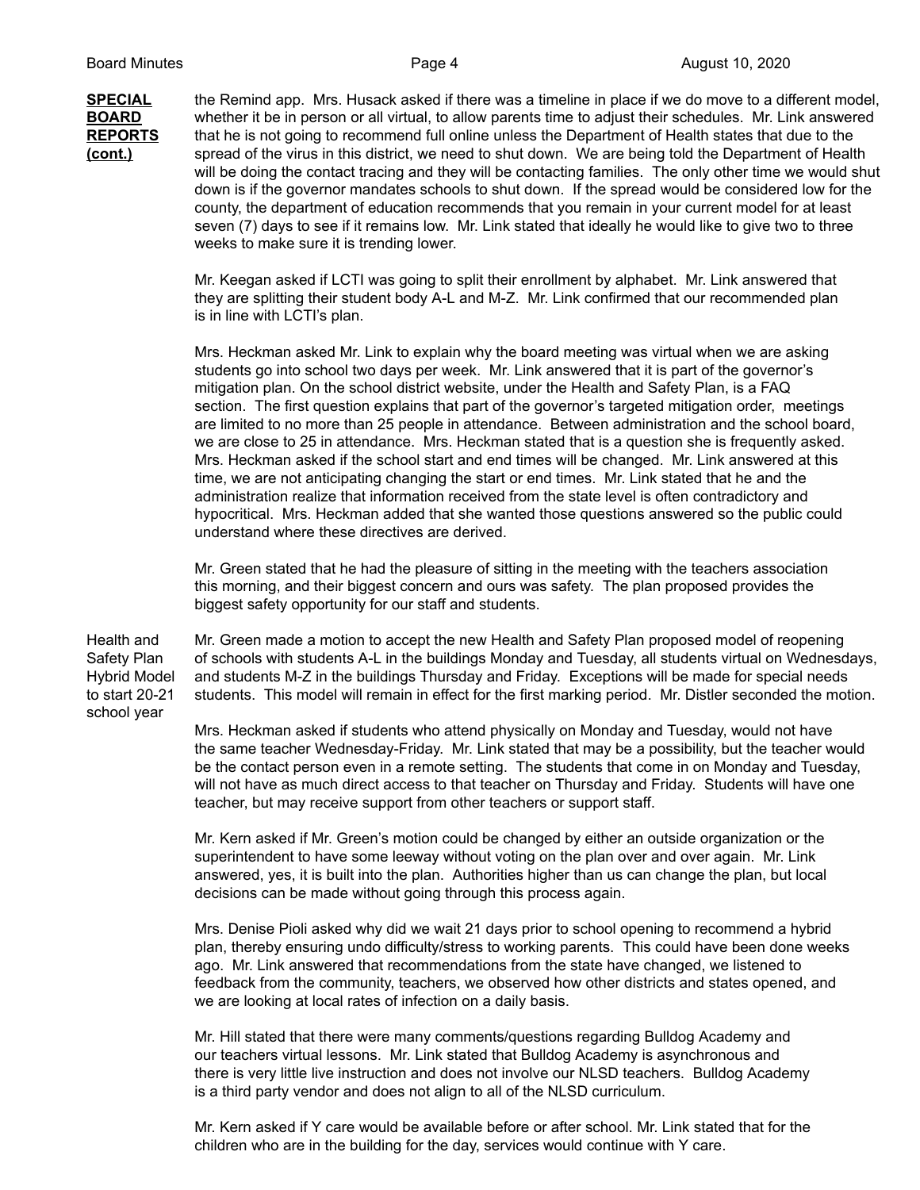**SPECIAL BOARD REPORTS (cont.)**

the Remind app. Mrs. Husack asked if there was a timeline in place if we do move to a different model, whether it be in person or all virtual, to allow parents time to adjust their schedules. Mr. Link answered that he is not going to recommend full online unless the Department of Health states that due to the spread of the virus in this district, we need to shut down. We are being told the Department of Health will be doing the contact tracing and they will be contacting families. The only other time we would shut down is if the governor mandates schools to shut down. If the spread would be considered low for the county, the department of education recommends that you remain in your current model for at least seven (7) days to see if it remains low. Mr. Link stated that ideally he would like to give two to three weeks to make sure it is trending lower.

Mr. Keegan asked if LCTI was going to split their enrollment by alphabet. Mr. Link answered that they are splitting their student body A-L and M-Z. Mr. Link confirmed that our recommended plan is in line with LCTI's plan.

Mrs. Heckman asked Mr. Link to explain why the board meeting was virtual when we are asking students go into school two days per week. Mr. Link answered that it is part of the governor's mitigation plan. On the school district website, under the Health and Safety Plan, is a FAQ section. The first question explains that part of the governor's targeted mitigation order, meetings are limited to no more than 25 people in attendance. Between administration and the school board, we are close to 25 in attendance. Mrs. Heckman stated that is a question she is frequently asked. Mrs. Heckman asked if the school start and end times will be changed. Mr. Link answered at this time, we are not anticipating changing the start or end times. Mr. Link stated that he and the administration realize that information received from the state level is often contradictory and hypocritical. Mrs. Heckman added that she wanted those questions answered so the public could understand where these directives are derived.

Mr. Green stated that he had the pleasure of sitting in the meeting with the teachers association this morning, and their biggest concern and ours was safety. The plan proposed provides the biggest safety opportunity for our staff and students.

Health and Safety Plan Hybrid Model to start 20-21 school year

Mr. Green made a motion to accept the new Health and Safety Plan proposed model of reopening of schools with students A-L in the buildings Monday and Tuesday, all students virtual on Wednesdays, and students M-Z in the buildings Thursday and Friday. Exceptions will be made for special needs students. This model will remain in effect for the first marking period. Mr. Distler seconded the motion.

Mrs. Heckman asked if students who attend physically on Monday and Tuesday, would not have the same teacher Wednesday-Friday. Mr. Link stated that may be a possibility, but the teacher would be the contact person even in a remote setting. The students that come in on Monday and Tuesday, will not have as much direct access to that teacher on Thursday and Friday. Students will have one teacher, but may receive support from other teachers or support staff.

Mr. Kern asked if Mr. Green's motion could be changed by either an outside organization or the superintendent to have some leeway without voting on the plan over and over again. Mr. Link answered, yes, it is built into the plan. Authorities higher than us can change the plan, but local decisions can be made without going through this process again.

Mrs. Denise Pioli asked why did we wait 21 days prior to school opening to recommend a hybrid plan, thereby ensuring undo difficulty/stress to working parents. This could have been done weeks ago. Mr. Link answered that recommendations from the state have changed, we listened to feedback from the community, teachers, we observed how other districts and states opened, and we are looking at local rates of infection on a daily basis.

Mr. Hill stated that there were many comments/questions regarding Bulldog Academy and our teachers virtual lessons. Mr. Link stated that Bulldog Academy is asynchronous and there is very little live instruction and does not involve our NLSD teachers. Bulldog Academy is a third party vendor and does not align to all of the NLSD curriculum.

Mr. Kern asked if Y care would be available before or after school. Mr. Link stated that for the children who are in the building for the day, services would continue with Y care.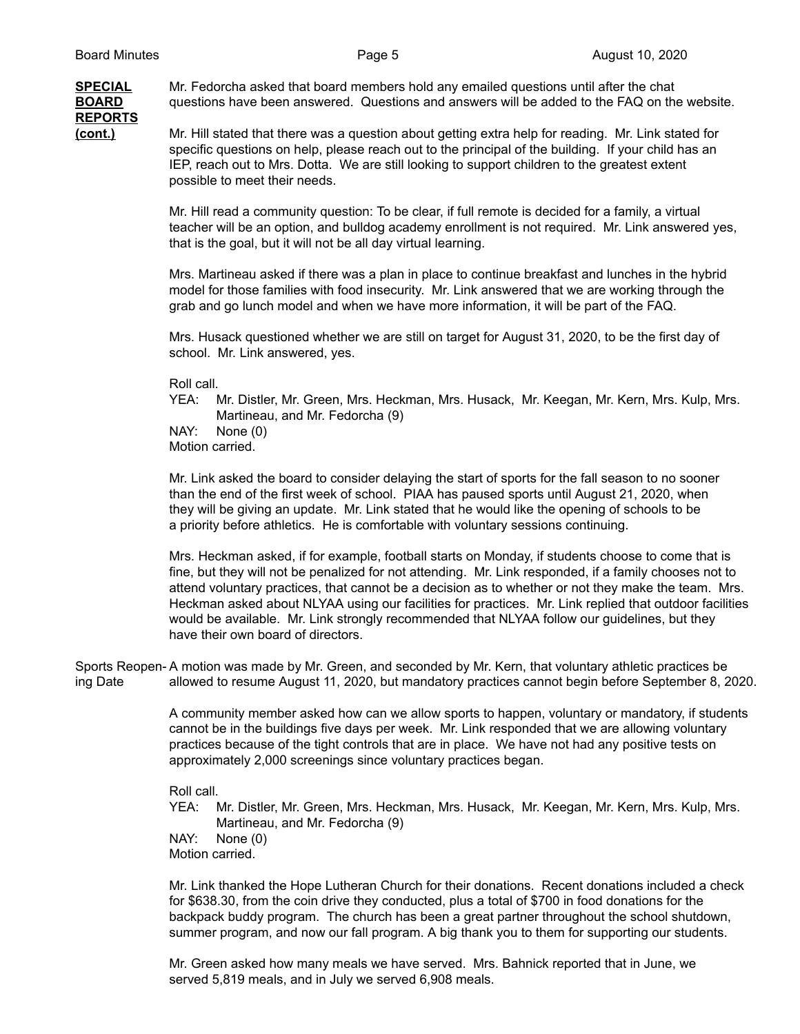**SPECIAL BOARD REPORTS (cont.)**

Mr. Fedorcha asked that board members hold any emailed questions until after the chat questions have been answered. Questions and answers will be added to the FAQ on the website.

Mr. Hill stated that there was a question about getting extra help for reading. Mr. Link stated for specific questions on help, please reach out to the principal of the building. If your child has an IEP, reach out to Mrs. Dotta. We are still looking to support children to the greatest extent possible to meet their needs.

Mr. Hill read a community question: To be clear, if full remote is decided for a family, a virtual teacher will be an option, and bulldog academy enrollment is not required. Mr. Link answered yes, that is the goal, but it will not be all day virtual learning.

Mrs. Martineau asked if there was a plan in place to continue breakfast and lunches in the hybrid model for those families with food insecurity. Mr. Link answered that we are working through the grab and go lunch model and when we have more information, it will be part of the FAQ.

Mrs. Husack questioned whether we are still on target for August 31, 2020, to be the first day of school. Mr. Link answered, yes.

Roll call.
YEA: Mr. Distler, Mr. Green, Mrs. Heckman, Mrs. Husack, Mr. Keegan, Mr. Kern, Mrs. Kulp, Mrs. Martineau, and Mr. Fedorcha (9)
NAY: None (0)
Motion carried.

Mr. Link asked the board to consider delaying the start of sports for the fall season to no sooner than the end of the first week of school. PIAA has paused sports until August 21, 2020, when they will be giving an update. Mr. Link stated that he would like the opening of schools to be a priority before athletics. He is comfortable with voluntary sessions continuing.

Mrs. Heckman asked, if for example, football starts on Monday, if students choose to come that is fine, but they will not be penalized for not attending. Mr. Link responded, if a family chooses not to attend voluntary practices, that cannot be a decision as to whether or not they make the team. Mrs. Heckman asked about NLYAA using our facilities for practices. Mr. Link replied that outdoor facilities would be available. Mr. Link strongly recommended that NLYAA follow our guidelines, but they have their own board of directors.

Sports Reopening Date

A motion was made by Mr. Green, and seconded by Mr. Kern, that voluntary athletic practices be allowed to resume August 11, 2020, but mandatory practices cannot begin before September 8, 2020.

A community member asked how can we allow sports to happen, voluntary or mandatory, if students cannot be in the buildings five days per week. Mr. Link responded that we are allowing voluntary practices because of the tight controls that are in place. We have not had any positive tests on approximately 2,000 screenings since voluntary practices began.

Roll call.
YEA: Mr. Distler, Mr. Green, Mrs. Heckman, Mrs. Husack, Mr. Keegan, Mr. Kern, Mrs. Kulp, Mrs. Martineau, and Mr. Fedorcha (9)
NAY: None (0)
Motion carried.

Mr. Link thanked the Hope Lutheran Church for their donations. Recent donations included a check for $638.30, from the coin drive they conducted, plus a total of $700 in food donations for the backpack buddy program. The church has been a great partner throughout the school shutdown, summer program, and now our fall program. A big thank you to them for supporting our students.

Mr. Green asked how many meals we have served. Mrs. Bahnick reported that in June, we served 5,819 meals, and in July we served 6,908 meals.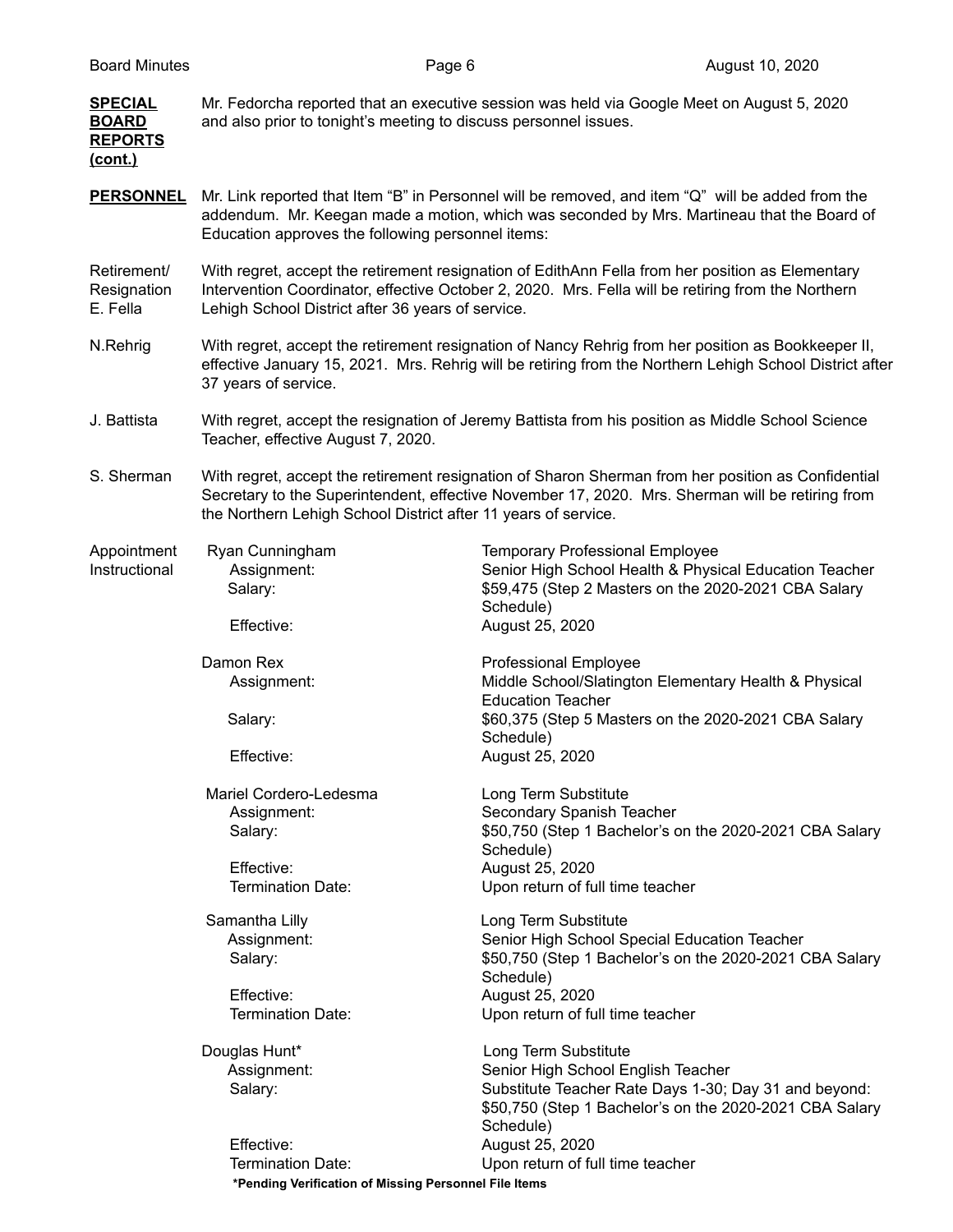**SPECIAL BOARD REPORTS (cont.)**

Mr. Fedorcha reported that an executive session was held via Google Meet on August 5, 2020 and also prior to tonight's meeting to discuss personnel issues.

**PERSONNEL**

Mr. Link reported that Item "B" in Personnel will be removed, and item "Q" will be added from the addendum. Mr. Keegan made a motion, which was seconded by Mrs. Martineau that the Board of Education approves the following personnel items:

Retirement/ Resignation E. Fella

With regret, accept the retirement resignation of EdithAnn Fella from her position as Elementary Intervention Coordinator, effective October 2, 2020. Mrs. Fella will be retiring from the Northern Lehigh School District after 36 years of service.

N.Rehrig

With regret, accept the retirement resignation of Nancy Rehrig from her position as Bookkeeper II, effective January 15, 2021. Mrs. Rehrig will be retiring from the Northern Lehigh School District after 37 years of service.

J. Battista

With regret, accept the resignation of Jeremy Battista from his position as Middle School Science Teacher, effective August 7, 2020.

S. Sherman

With regret, accept the retirement resignation of Sharon Sherman from her position as Confidential Secretary to the Superintendent, effective November 17, 2020. Mrs. Sherman will be retiring from the Northern Lehigh School District after 11 years of service.

Appointment Instructional

Ryan Cunningham — Temporary Professional Employee
- Assignment: Senior High School Health & Physical Education Teacher
- Salary: $59,475 (Step 2 Masters on the 2020-2021 CBA Salary Schedule)
- Effective: August 25, 2020

Damon Rex — Professional Employee
- Assignment: Middle School/Slatington Elementary Health & Physical Education Teacher
- Salary: $60,375 (Step 5 Masters on the 2020-2021 CBA Salary Schedule)
- Effective: August 25, 2020

Mariel Cordero-Ledesma — Long Term Substitute
- Assignment: Secondary Spanish Teacher
- Salary: $50,750 (Step 1 Bachelor's on the 2020-2021 CBA Salary Schedule)
- Effective: August 25, 2020
- Termination Date: Upon return of full time teacher

Samantha Lilly — Long Term Substitute
- Assignment: Senior High School Special Education Teacher
- Salary: $50,750 (Step 1 Bachelor's on the 2020-2021 CBA Salary Schedule)
- Effective: August 25, 2020
- Termination Date: Upon return of full time teacher

Douglas Hunt* — Long Term Substitute
- Assignment: Senior High School English Teacher
- Salary: Substitute Teacher Rate Days 1-30; Day 31 and beyond: $50,750 (Step 1 Bachelor's on the 2020-2021 CBA Salary Schedule)
- Effective: August 25, 2020
- Termination Date: Upon return of full time teacher

**\*Pending Verification of Missing Personnel File Items**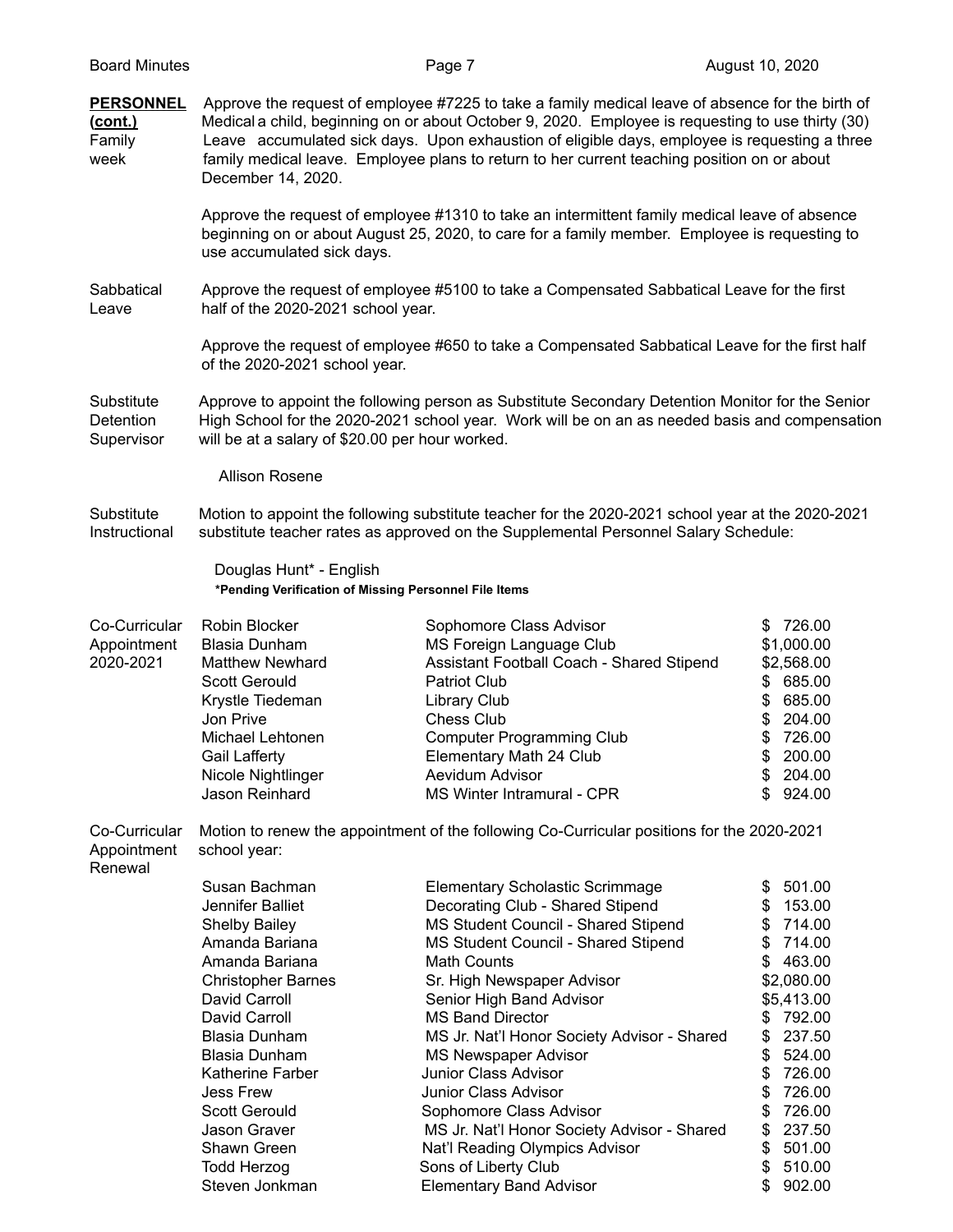**PERSONNEL (cont.)**

**Family Medical Leave**

Approve the request of employee #7225 to take a family medical leave of absence for the birth of a child, beginning on or about October 9, 2020. Employee is requesting to use thirty (30) accumulated sick days. Upon exhaustion of eligible days, employee is requesting a three week family medical leave. Employee plans to return to her current teaching position on or about December 14, 2020.

Approve the request of employee #1310 to take an intermittent family medical leave of absence beginning on or about August 25, 2020, to care for a family member. Employee is requesting to use accumulated sick days.

**Sabbatical Leave**

Approve the request of employee #5100 to take a Compensated Sabbatical Leave for the first half of the 2020-2021 school year.

Approve the request of employee #650 to take a Compensated Sabbatical Leave for the first half of the 2020-2021 school year.

**Substitute Detention Supervisor**

Approve to appoint the following person as Substitute Secondary Detention Monitor for the Senior High School for the 2020-2021 school year. Work will be on an as needed basis and compensation will be at a salary of $20.00 per hour worked.

Allison Rosene

**Substitute Instructional**

Motion to appoint the following substitute teacher for the 2020-2021 school year at the 2020-2021 substitute teacher rates as approved on the Supplemental Personnel Salary Schedule:

Douglas Hunt* - English

**\*Pending Verification of Missing Personnel File Items**

**Co-Curricular Appointment 2020-2021**

| Name | Position | Stipend |
|---|---|---|
| Robin Blocker | Sophomore Class Advisor | $ 726.00 |
| Blasia Dunham | MS Foreign Language Club | $1,000.00 |
| Matthew Newhard | Assistant Football Coach - Shared Stipend | $2,568.00 |
| Scott Gerould | Patriot Club | $ 685.00 |
| Krystle Tiedeman | Library Club | $ 685.00 |
| Jon Prive | Chess Club | $ 204.00 |
| Michael Lehtonen | Computer Programming Club | $ 726.00 |
| Gail Lafferty | Elementary Math 24 Club | $ 200.00 |
| Nicole Nightlinger | Aevidum Advisor | $ 204.00 |
| Jason Reinhard | MS Winter Intramural - CPR | $ 924.00 |

**Co-Curricular Appointment Renewal**

Motion to renew the appointment of the following Co-Curricular positions for the 2020-2021 school year:

| Name | Position | Stipend |
|---|---|---|
| Susan Bachman | Elementary Scholastic Scrimmage | $ 501.00 |
| Jennifer Balliet | Decorating Club - Shared Stipend | $ 153.00 |
| Shelby Bailey | MS Student Council - Shared Stipend | $ 714.00 |
| Amanda Bariana | MS Student Council - Shared Stipend | $ 714.00 |
| Amanda Bariana | Math Counts | $ 463.00 |
| Christopher Barnes | Sr. High Newspaper Advisor | $2,080.00 |
| David Carroll | Senior High Band Advisor | $5,413.00 |
| David Carroll | MS Band Director | $ 792.00 |
| Blasia Dunham | MS Jr. Nat'l Honor Society Advisor - Shared | $ 237.50 |
| Blasia Dunham | MS Newspaper Advisor | $ 524.00 |
| Katherine Farber | Junior Class Advisor | $ 726.00 |
| Jess Frew | Junior Class Advisor | $ 726.00 |
| Scott Gerould | Sophomore Class Advisor | $ 726.00 |
| Jason Graver | MS Jr. Nat'l Honor Society Advisor - Shared | $ 237.50 |
| Shawn Green | Nat'l Reading Olympics Advisor | $ 501.00 |
| Todd Herzog | Sons of Liberty Club | $ 510.00 |
| Steven Jonkman | Elementary Band Advisor | $ 902.00 |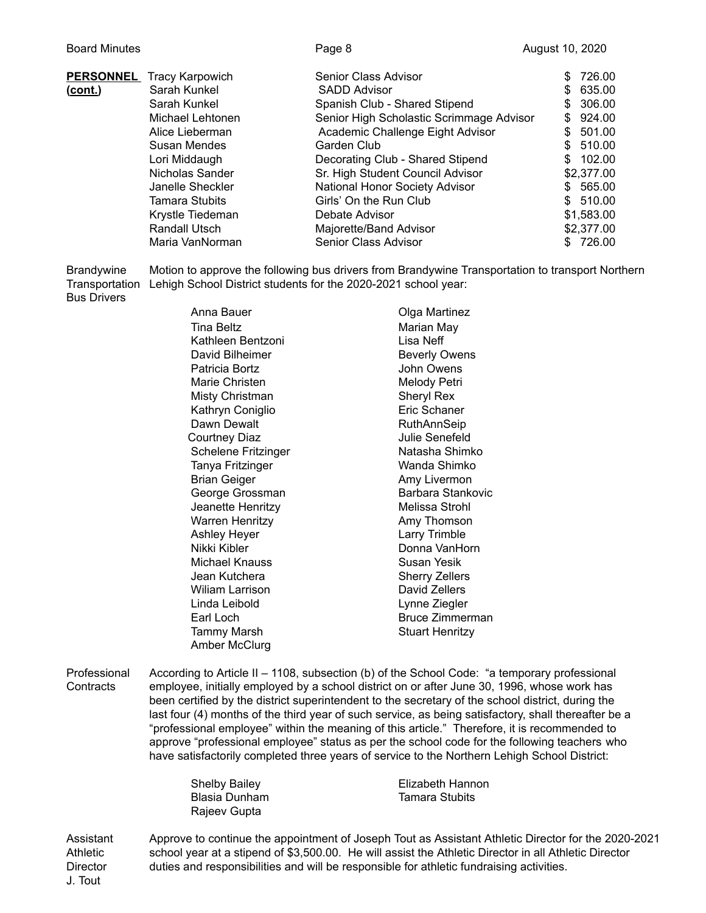**PERSONNEL (cont.)**

| Name | Position | Stipend |
|---|---|---|
| Tracy Karpowich | Senior Class Advisor | $ 726.00 |
| Sarah Kunkel | SADD Advisor | $ 635.00 |
| Sarah Kunkel | Spanish Club - Shared Stipend | $ 306.00 |
| Michael Lehtonen | Senior High Scholastic Scrimmage Advisor | $ 924.00 |
| Alice Lieberman | Academic Challenge Eight Advisor | $ 501.00 |
| Susan Mendes | Garden Club | $ 510.00 |
| Lori Middaugh | Decorating Club - Shared Stipend | $ 102.00 |
| Nicholas Sander | Sr. High Student Council Advisor | $2,377.00 |
| Janelle Sheckler | National Honor Society Advisor | $ 565.00 |
| Tamara Stubits | Girls' On the Run Club | $ 510.00 |
| Krystle Tiedeman | Debate Advisor | $1,583.00 |
| Randall Utsch | Majorette/Band Advisor | $2,377.00 |
| Maria VanNorman | Senior Class Advisor | $ 726.00 |

Brandywine Transportation Bus Drivers

Motion to approve the following bus drivers from Brandywine Transportation to transport Northern Lehigh School District students for the 2020-2021 school year:

| | |
|---|---|
| Anna Bauer | Olga Martinez |
| Tina Beltz | Marian May |
| Kathleen Bentzoni | Lisa Neff |
| David Bilheimer | Beverly Owens |
| Patricia Bortz | John Owens |
| Marie Christen | Melody Petri |
| Misty Christman | Sheryl Rex |
| Kathryn Coniglio | Eric Schaner |
| Dawn Dewalt | RuthAnnSeip |
| Courtney Diaz | Julie Senefeld |
| Schelene Fritzinger | Natasha Shimko |
| Tanya Fritzinger | Wanda Shimko |
| Brian Geiger | Amy Livermon |
| George Grossman | Barbara Stankovic |
| Jeanette Henritzy | Melissa Strohl |
| Warren Henritzy | Amy Thomson |
| Ashley Heyer | Larry Trimble |
| Nikki Kibler | Donna VanHorn |
| Michael Knauss | Susan Yesik |
| Jean Kutchera | Sherry Zellers |
| Wiliam Larrison | David Zellers |
| Linda Leibold | Lynne Ziegler |
| Earl Loch | Bruce Zimmerman |
| Tammy Marsh | Stuart Henritzy |
| Amber McClurg | |

Professional Contracts

According to Article II – 1108, subsection (b) of the School Code: "a temporary professional employee, initially employed by a school district on or after June 30, 1996, whose work has been certified by the district superintendent to the secretary of the school district, during the last four (4) months of the third year of such service, as being satisfactory, shall thereafter be a "professional employee" within the meaning of this article." Therefore, it is recommended to approve "professional employee" status as per the school code for the following teachers who have satisfactorily completed three years of service to the Northern Lehigh School District:

| | |
|---|---|
| Shelby Bailey | Elizabeth Hannon |
| Blasia Dunham | Tamara Stubits |
| Rajeev Gupta | |

Assistant Athletic Director J. Tout

Approve to continue the appointment of Joseph Tout as Assistant Athletic Director for the 2020-2021 school year at a stipend of $3,500.00. He will assist the Athletic Director in all Athletic Director duties and responsibilities and will be responsible for athletic fundraising activities.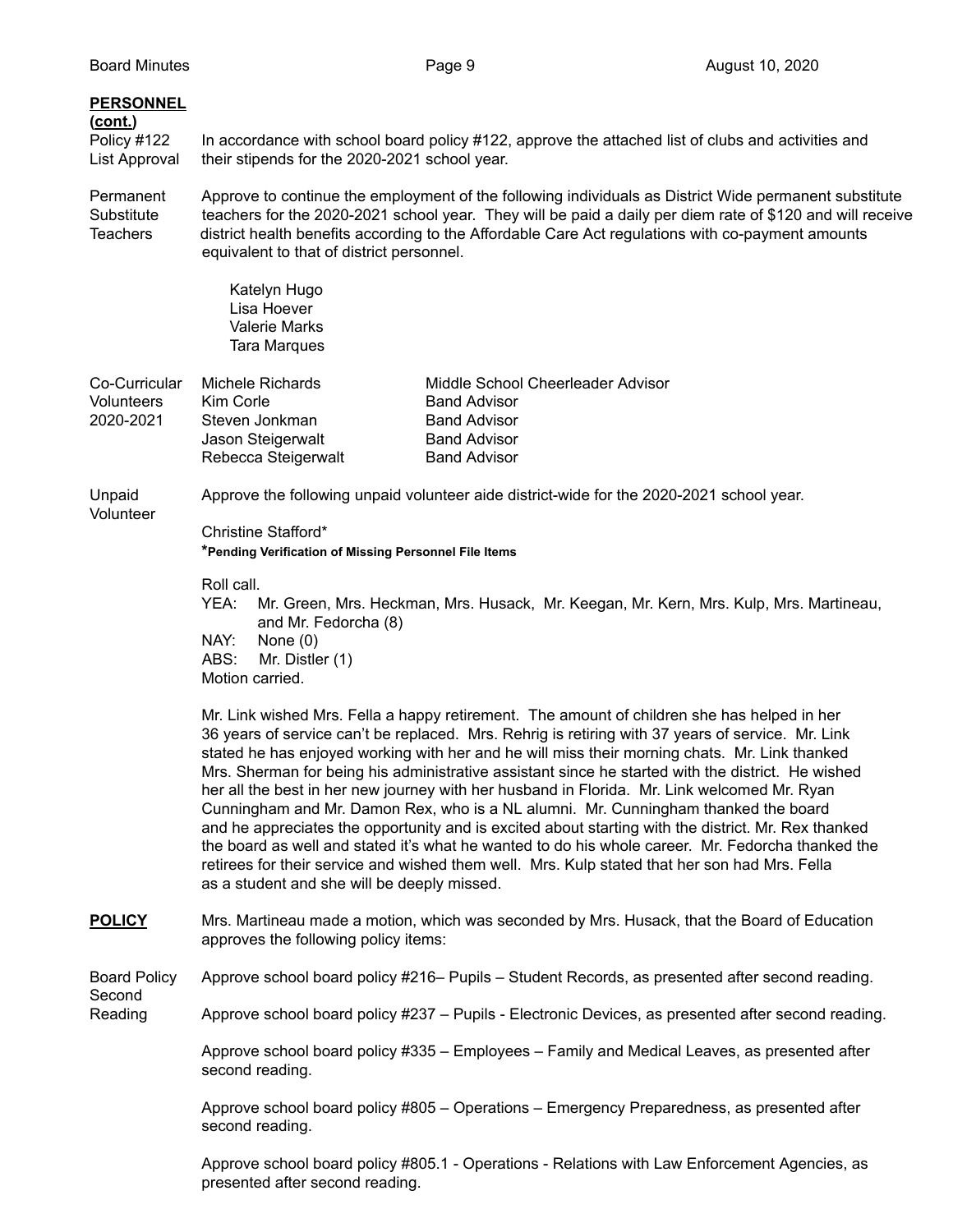**PERSONNEL (cont.)**

Policy #122 List Approval

In accordance with school board policy #122, approve the attached list of clubs and activities and their stipends for the 2020-2021 school year.

Permanent Substitute Teachers

Approve to continue the employment of the following individuals as District Wide permanent substitute teachers for the 2020-2021 school year. They will be paid a daily per diem rate of $120 and will receive district health benefits according to the Affordable Care Act regulations with co-payment amounts equivalent to that of district personnel.

Katelyn Hugo
Lisa Hoever
Valerie Marks
Tara Marques

Co-Curricular Volunteers 2020-2021

| | |
|---|---|
| Michele Richards | Middle School Cheerleader Advisor |
| Kim Corle | Band Advisor |
| Steven Jonkman | Band Advisor |
| Jason Steigerwalt | Band Advisor |
| Rebecca Steigerwalt | Band Advisor |

Unpaid Volunteer

Approve the following unpaid volunteer aide district-wide for the 2020-2021 school year.

Christine Stafford*
***Pending Verification of Missing Personnel File Items**

Roll call.
YEA: Mr. Green, Mrs. Heckman, Mrs. Husack, Mr. Keegan, Mr. Kern, Mrs. Kulp, Mrs. Martineau, and Mr. Fedorcha (8)
NAY: None (0)
ABS: Mr. Distler (1)
Motion carried.

Mr. Link wished Mrs. Fella a happy retirement. The amount of children she has helped in her 36 years of service can't be replaced. Mrs. Rehrig is retiring with 37 years of service. Mr. Link stated he has enjoyed working with her and he will miss their morning chats. Mr. Link thanked Mrs. Sherman for being his administrative assistant since he started with the district. He wished her all the best in her new journey with her husband in Florida. Mr. Link welcomed Mr. Ryan Cunningham and Mr. Damon Rex, who is a NL alumni. Mr. Cunningham thanked the board and he appreciates the opportunity and is excited about starting with the district. Mr. Rex thanked the board as well and stated it's what he wanted to do his whole career. Mr. Fedorcha thanked the retirees for their service and wished them well. Mrs. Kulp stated that her son had Mrs. Fella as a student and she will be deeply missed.

**POLICY**

Mrs. Martineau made a motion, which was seconded by Mrs. Husack, that the Board of Education approves the following policy items:

Board Policy Second Reading

Approve school board policy #216– Pupils – Student Records, as presented after second reading.

Approve school board policy #237 – Pupils - Electronic Devices, as presented after second reading.

Approve school board policy #335 – Employees – Family and Medical Leaves, as presented after second reading.

Approve school board policy #805 – Operations – Emergency Preparedness, as presented after second reading.

Approve school board policy #805.1 - Operations - Relations with Law Enforcement Agencies, as presented after second reading.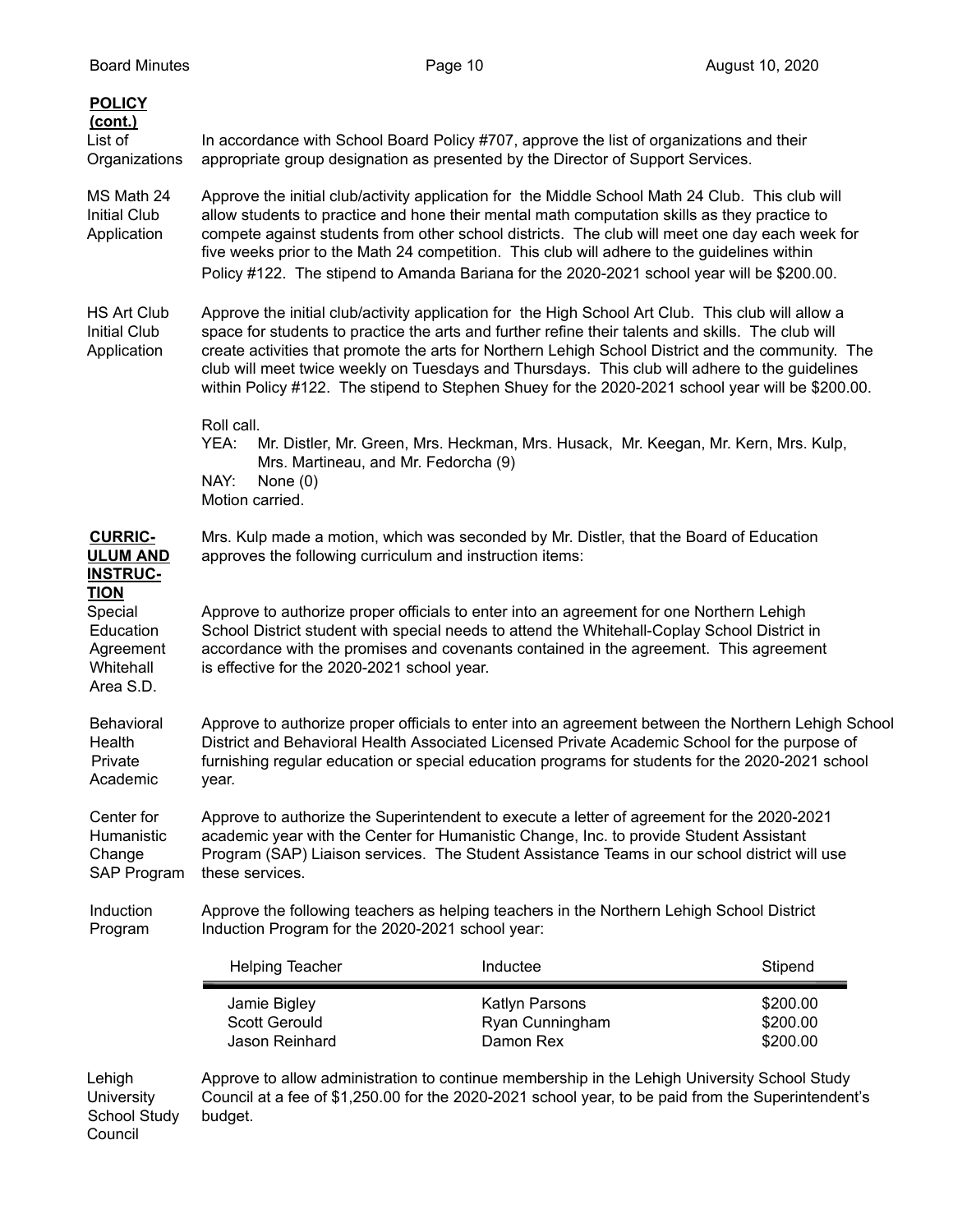**POLICY (cont.)**

**List of Organizations** — In accordance with School Board Policy #707, approve the list of organizations and their appropriate group designation as presented by the Director of Support Services.

**MS Math 24 Initial Club Application** — Approve the initial club/activity application for the Middle School Math 24 Club. This club will allow students to practice and hone their mental math computation skills as they practice to compete against students from other school districts. The club will meet one day each week for five weeks prior to the Math 24 competition. This club will adhere to the guidelines within Policy #122. The stipend to Amanda Bariana for the 2020-2021 school year will be $200.00.

**HS Art Club Initial Club Application** — Approve the initial club/activity application for the High School Art Club. This club will allow a space for students to practice the arts and further refine their talents and skills. The club will create activities that promote the arts for Northern Lehigh School District and the community. The club will meet twice weekly on Tuesdays and Thursdays. This club will adhere to the guidelines within Policy #122. The stipend to Stephen Shuey for the 2020-2021 school year will be $200.00.

Roll call.
YEA: Mr. Distler, Mr. Green, Mrs. Heckman, Mrs. Husack, Mr. Keegan, Mr. Kern, Mrs. Kulp, Mrs. Martineau, and Mr. Fedorcha (9)
NAY: None (0)
Motion carried.

**CURRICULUM AND INSTRUCTION**

Mrs. Kulp made a motion, which was seconded by Mr. Distler, that the Board of Education approves the following curriculum and instruction items:

**Special Education Agreement Whitehall Area S.D.** — Approve to authorize proper officials to enter into an agreement for one Northern Lehigh School District student with special needs to attend the Whitehall-Coplay School District in accordance with the promises and covenants contained in the agreement. This agreement is effective for the 2020-2021 school year.

**Behavioral Health Private Academic** — Approve to authorize proper officials to enter into an agreement between the Northern Lehigh School District and Behavioral Health Associated Licensed Private Academic School for the purpose of furnishing regular education or special education programs for students for the 2020-2021 school year.

**Center for Humanistic Change SAP Program** — Approve to authorize the Superintendent to execute a letter of agreement for the 2020-2021 academic year with the Center for Humanistic Change, Inc. to provide Student Assistant Program (SAP) Liaison services. The Student Assistance Teams in our school district will use these services.

**Induction Program** — Approve the following teachers as helping teachers in the Northern Lehigh School District Induction Program for the 2020-2021 school year:

| Helping Teacher | Inductee | Stipend |
|---|---|---|
| Jamie Bigley | Katlyn Parsons | $200.00 |
| Scott Gerould | Ryan Cunningham | $200.00 |
| Jason Reinhard | Damon Rex | $200.00 |

**Lehigh University School Study Council** — Approve to allow administration to continue membership in the Lehigh University School Study Council at a fee of $1,250.00 for the 2020-2021 school year, to be paid from the Superintendent's budget.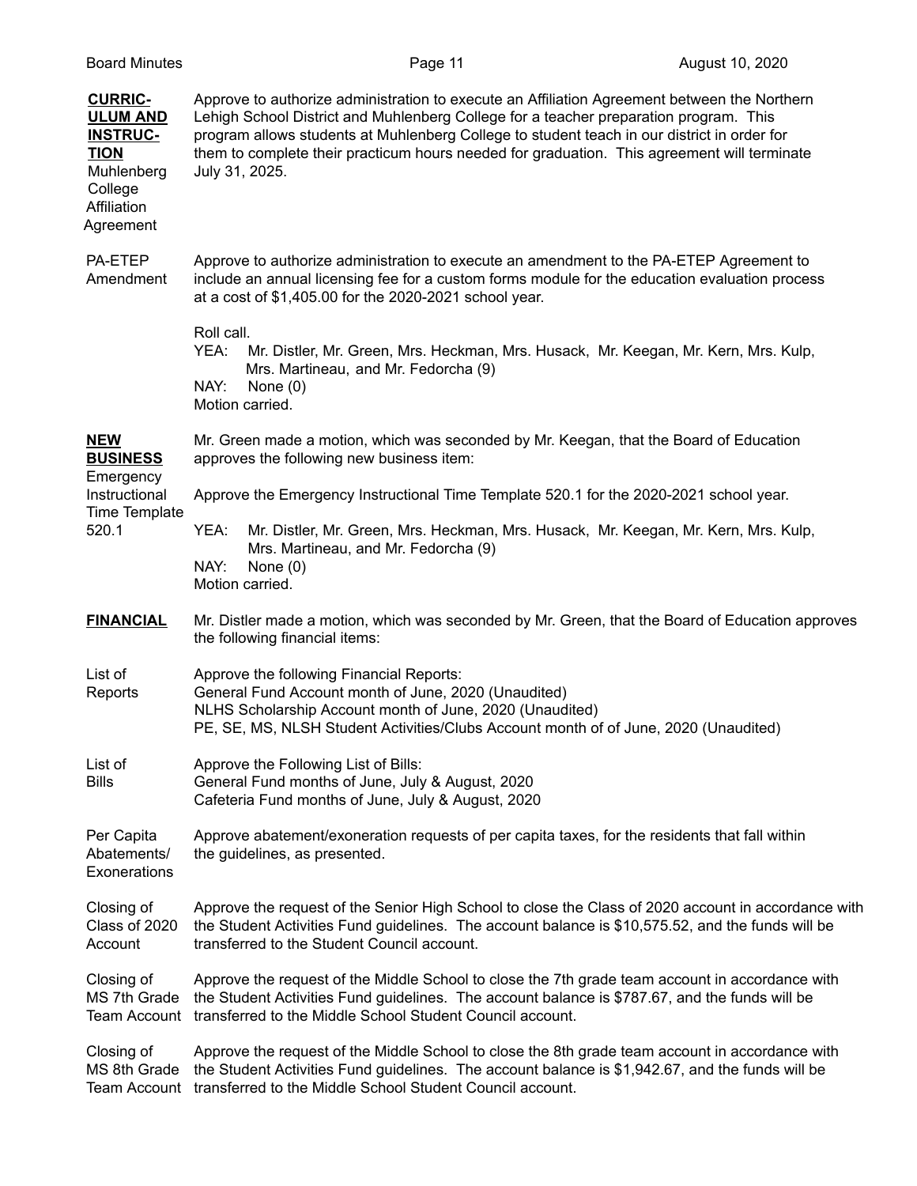**CURRICULUM AND INSTRUCTION**

**Muhlenberg College Affiliation Agreement**

Approve to authorize administration to execute an Affiliation Agreement between the Northern Lehigh School District and Muhlenberg College for a teacher preparation program. This program allows students at Muhlenberg College to student teach in our district in order for them to complete their practicum hours needed for graduation. This agreement will terminate July 31, 2025.

**PA-ETEP Amendment**

Approve to authorize administration to execute an amendment to the PA-ETEP Agreement to include an annual licensing fee for a custom forms module for the education evaluation process at a cost of $1,405.00 for the 2020-2021 school year.

Roll call.
YEA: Mr. Distler, Mr. Green, Mrs. Heckman, Mrs. Husack, Mr. Keegan, Mr. Kern, Mrs. Kulp, Mrs. Martineau, and Mr. Fedorcha (9)
NAY: None (0)
Motion carried.

**NEW BUSINESS**

Mr. Green made a motion, which was seconded by Mr. Keegan, that the Board of Education approves the following new business item:

**Emergency Instructional Time Template 520.1**

Approve the Emergency Instructional Time Template 520.1 for the 2020-2021 school year.

YEA: Mr. Distler, Mr. Green, Mrs. Heckman, Mrs. Husack, Mr. Keegan, Mr. Kern, Mrs. Kulp, Mrs. Martineau, and Mr. Fedorcha (9)
NAY: None (0)
Motion carried.

**FINANCIAL**

Mr. Distler made a motion, which was seconded by Mr. Green, that the Board of Education approves the following financial items:

**List of Reports**

Approve the following Financial Reports:
General Fund Account month of June, 2020 (Unaudited)
NLHS Scholarship Account month of June, 2020 (Unaudited)
PE, SE, MS, NLSH Student Activities/Clubs Account month of of June, 2020 (Unaudited)

**List of Bills**

Approve the Following List of Bills:
General Fund months of June, July & August, 2020
Cafeteria Fund months of June, July & August, 2020

**Per Capita Abatements/ Exonerations**

Approve abatement/exoneration requests of per capita taxes, for the residents that fall within the guidelines, as presented.

**Closing of Class of 2020 Account**

Approve the request of the Senior High School to close the Class of 2020 account in accordance with the Student Activities Fund guidelines. The account balance is $10,575.52, and the funds will be transferred to the Student Council account.

**Closing of MS 7th Grade Team Account**

Approve the request of the Middle School to close the 7th grade team account in accordance with the Student Activities Fund guidelines. The account balance is $787.67, and the funds will be transferred to the Middle School Student Council account.

**Closing of MS 8th Grade Team Account**

Approve the request of the Middle School to close the 8th grade team account in accordance with the Student Activities Fund guidelines. The account balance is $1,942.67, and the funds will be transferred to the Middle School Student Council account.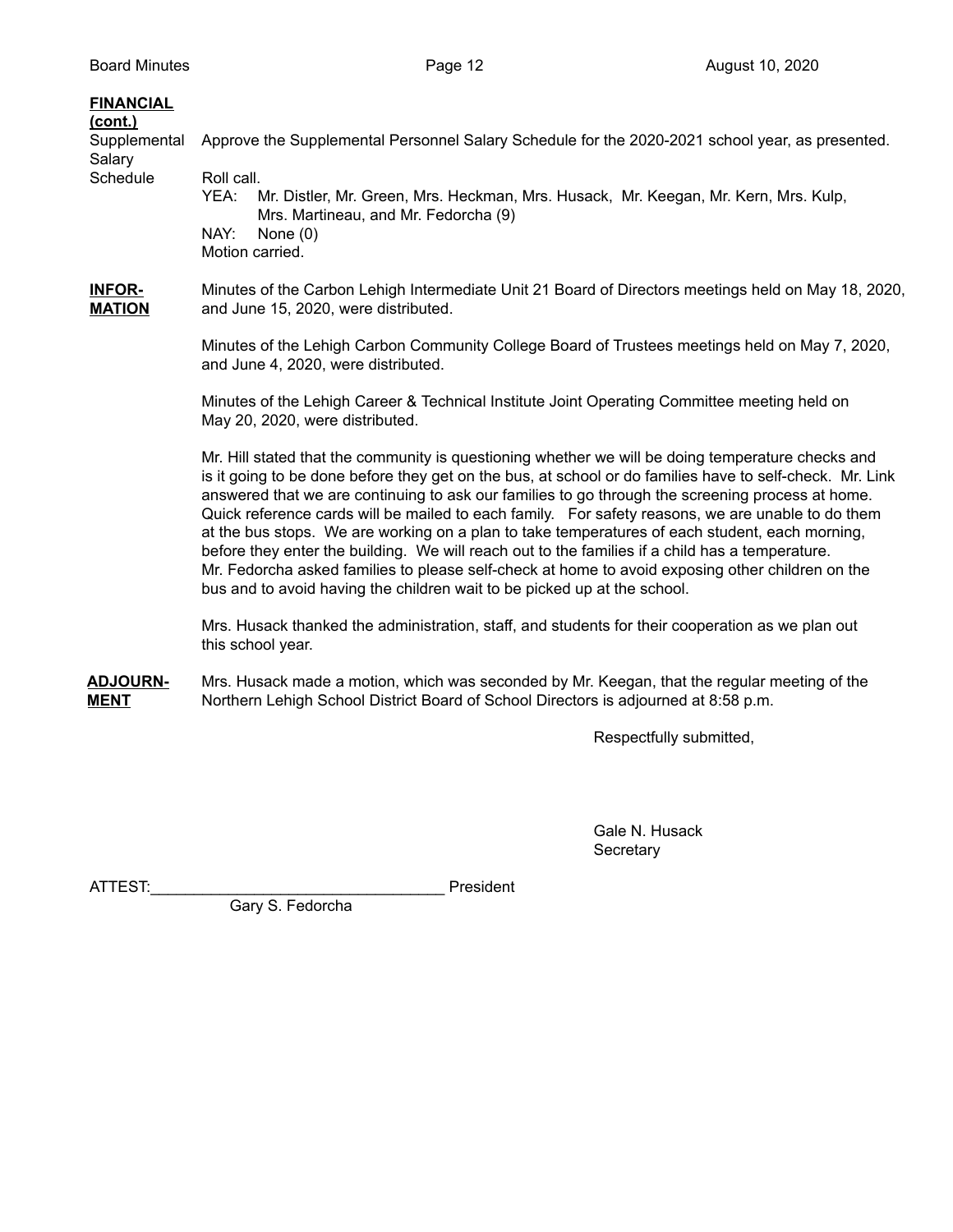**FINANCIAL (cont.)**

**Supplemental Salary Schedule**

Approve the Supplemental Personnel Salary Schedule for the 2020-2021 school year, as presented.

Roll call.

YEA: Mr. Distler, Mr. Green, Mrs. Heckman, Mrs. Husack, Mr. Keegan, Mr. Kern, Mrs. Kulp, Mrs. Martineau, and Mr. Fedorcha (9)

NAY: None (0)

Motion carried.

**INFORMATION**

Minutes of the Carbon Lehigh Intermediate Unit 21 Board of Directors meetings held on May 18, 2020, and June 15, 2020, were distributed.

Minutes of the Lehigh Carbon Community College Board of Trustees meetings held on May 7, 2020, and June 4, 2020, were distributed.

Minutes of the Lehigh Career & Technical Institute Joint Operating Committee meeting held on May 20, 2020, were distributed.

Mr. Hill stated that the community is questioning whether we will be doing temperature checks and is it going to be done before they get on the bus, at school or do families have to self-check. Mr. Link answered that we are continuing to ask our families to go through the screening process at home. Quick reference cards will be mailed to each family. For safety reasons, we are unable to do them at the bus stops. We are working on a plan to take temperatures of each student, each morning, before they enter the building. We will reach out to the families if a child has a temperature. Mr. Fedorcha asked families to please self-check at home to avoid exposing other children on the bus and to avoid having the children wait to be picked up at the school.

Mrs. Husack thanked the administration, staff, and students for their cooperation as we plan out this school year.

**ADJOURNMENT**

Mrs. Husack made a motion, which was seconded by Mr. Keegan, that the regular meeting of the Northern Lehigh School District Board of School Directors is adjourned at 8:58 p.m.

Respectfully submitted,

Gale N. Husack
Secretary

ATTEST:_________________________________ President
Gary S. Fedorcha